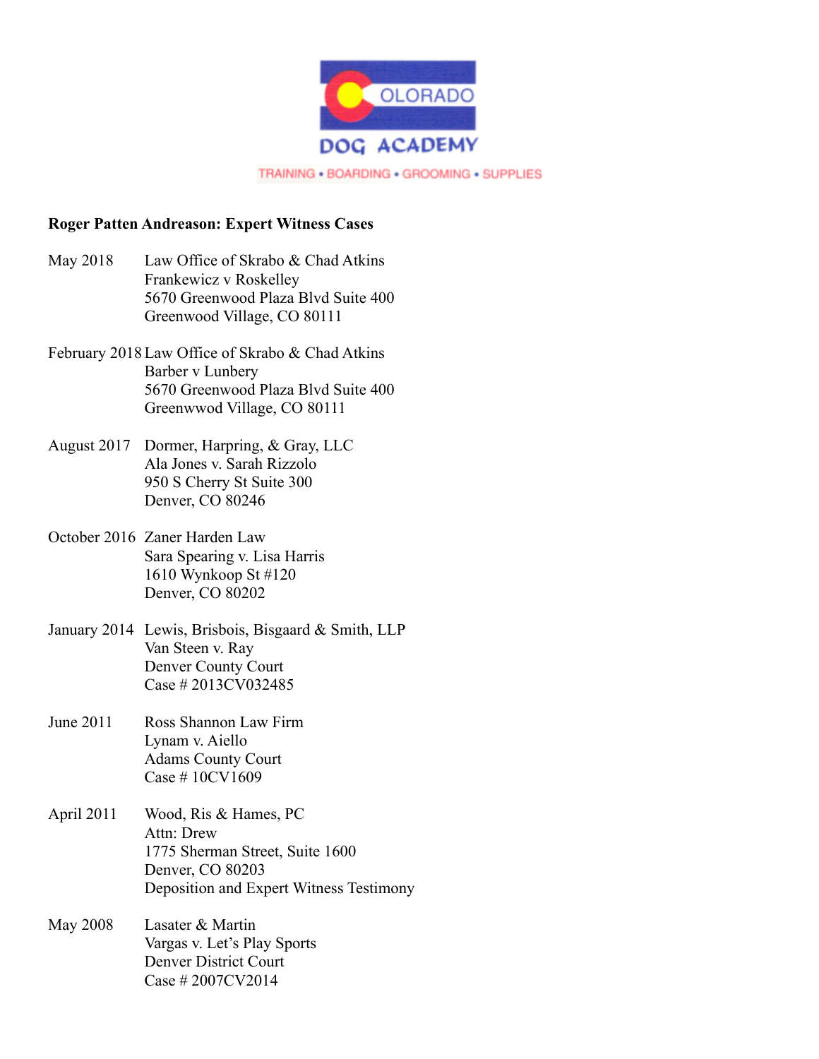COLORADO

DOG ACADEMY

TRAINING • BOARDING • GROOMING • SUPPLIES

**Roger Patten Andreason: Expert Witness Cases**

May 2018
Law Office of Skrabo & Chad Atkins
Frankewicz v Roskelley
5670 Greenwood Plaza Blvd Suite 400
Greenwood Village, CO 80111

February 2018
Law Office of Skrabo & Chad Atkins
Barber v Lunbery
5670 Greenwood Plaza Blvd Suite 400
Greenwwod Village, CO 80111

August 2017
Dormer, Harpring, & Gray, LLC
Ala Jones v. Sarah Rizzolo
950 S Cherry St Suite 300
Denver, CO 80246

October 2016
Zaner Harden Law
Sara Spearing v. Lisa Harris
1610 Wynkoop St #120
Denver, CO 80202

January 2014
Lewis, Brisbois, Bisgaard & Smith, LLP
Van Steen v. Ray
Denver County Court
Case # 2013CV032485

June 2011
Ross Shannon Law Firm
Lynam v. Aiello
Adams County Court
Case # 10CV1609

April 2011
Wood, Ris & Hames, PC
Attn: Drew
1775 Sherman Street, Suite 1600
Denver, CO 80203
Deposition and Expert Witness Testimony

May 2008
Lasater & Martin
Vargas v. Let's Play Sports
Denver District Court
Case # 2007CV2014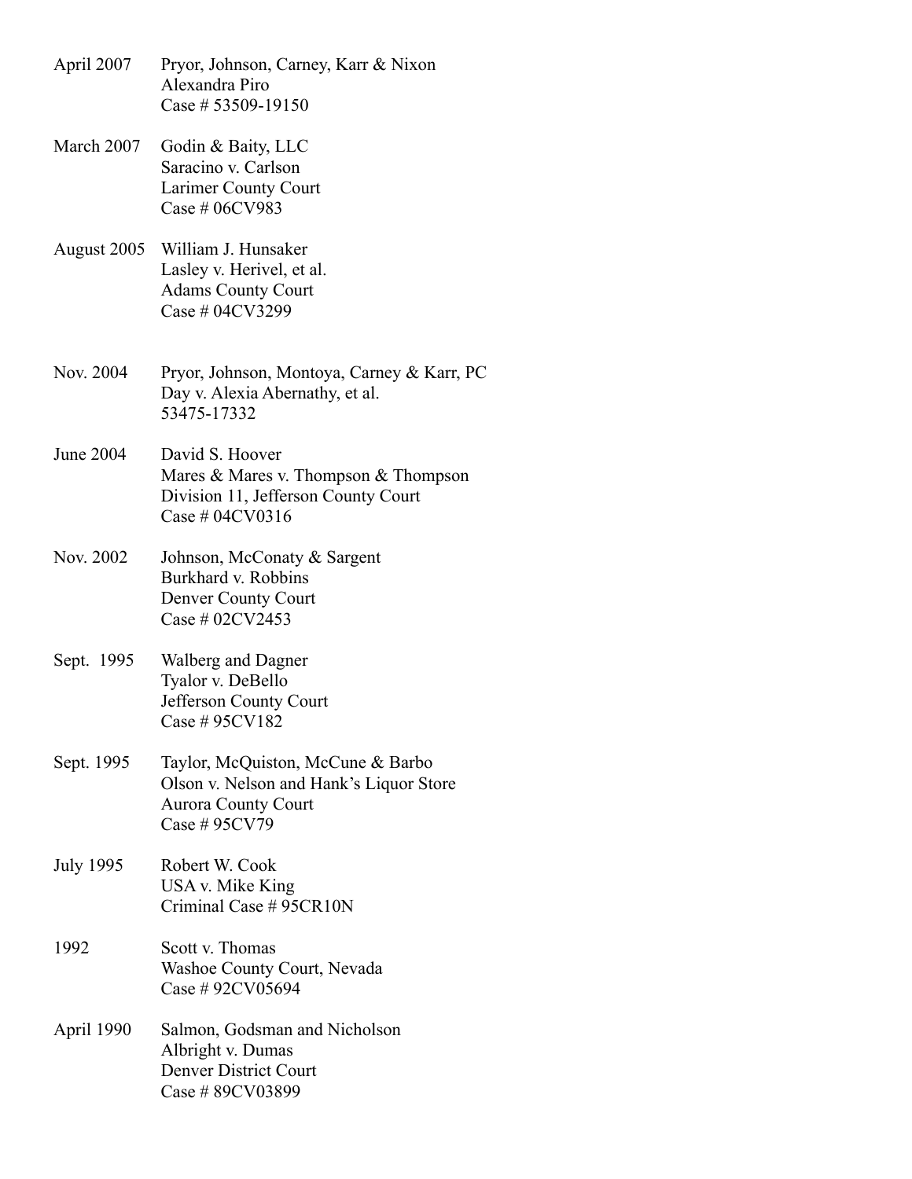April 2007	Pryor, Johnson, Carney, Karr & Nixon
Alexandra Piro
Case # 53509-19150

March 2007	Godin & Baity, LLC
Saracino v. Carlson
Larimer County Court
Case # 06CV983

August 2005	William J. Hunsaker
Lasley v. Herivel, et al.
Adams County Court
Case # 04CV3299

Nov. 2004	Pryor, Johnson, Montoya, Carney & Karr, PC
Day v. Alexia Abernathy, et al.
53475-17332

June 2004	David S. Hoover
Mares & Mares v. Thompson & Thompson
Division 11, Jefferson County Court
Case # 04CV0316

Nov. 2002	Johnson, McConaty & Sargent
Burkhard v. Robbins
Denver County Court
Case # 02CV2453

Sept. 1995	Walberg and Dagner
Tyalor v. DeBello
Jefferson County Court
Case # 95CV182

Sept. 1995	Taylor, McQuiston, McCune & Barbo
Olson v. Nelson and Hank's Liquor Store
Aurora County Court
Case # 95CV79

July 1995	Robert W. Cook
USA v. Mike King
Criminal Case # 95CR10N

1992	Scott v. Thomas
Washoe County Court, Nevada
Case # 92CV05694

April 1990	Salmon, Godsman and Nicholson
Albright v. Dumas
Denver District Court
Case # 89CV03899